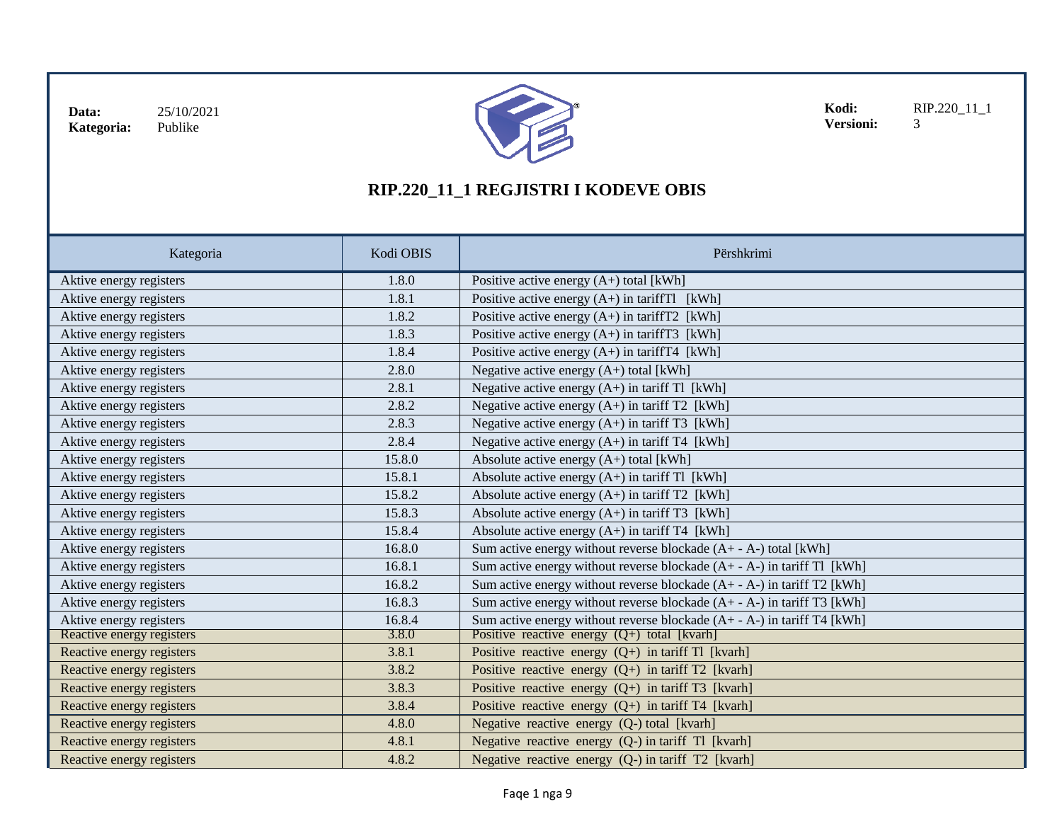**Data:** 25/10/2021
**Kategoria:** Publike

**Kodi:** RIP.220_11_1
**Versioni:** 3

# RIP.220_11_1 REGJISTRI I KODEVE OBIS

| Kategoria | Kodi OBIS | Përshkrimi |
|---|---|---|
| Aktive energy registers | 1.8.0 | Positive active energy (A+) total [kWh] |
| Aktive energy registers | 1.8.1 | Positive active energy (A+) in tariffTl [kWh] |
| Aktive energy registers | 1.8.2 | Positive active energy (A+) in tariffT2 [kWh] |
| Aktive energy registers | 1.8.3 | Positive active energy (A+) in tariffT3 [kWh] |
| Aktive energy registers | 1.8.4 | Positive active energy (A+) in tariffT4 [kWh] |
| Aktive energy registers | 2.8.0 | Negative active energy (A+) total [kWh] |
| Aktive energy registers | 2.8.1 | Negative active energy (A+) in tariff Tl [kWh] |
| Aktive energy registers | 2.8.2 | Negative active energy (A+) in tariff T2 [kWh] |
| Aktive energy registers | 2.8.3 | Negative active energy (A+) in tariff T3 [kWh] |
| Aktive energy registers | 2.8.4 | Negative active energy (A+) in tariff T4 [kWh] |
| Aktive energy registers | 15.8.0 | Absolute active energy (A+) total [kWh] |
| Aktive energy registers | 15.8.1 | Absolute active energy (A+) in tariff Tl [kWh] |
| Aktive energy registers | 15.8.2 | Absolute active energy (A+) in tariff T2 [kWh] |
| Aktive energy registers | 15.8.3 | Absolute active energy (A+) in tariff T3 [kWh] |
| Aktive energy registers | 15.8.4 | Absolute active energy (A+) in tariff T4 [kWh] |
| Aktive energy registers | 16.8.0 | Sum active energy without reverse blockade (A+ - A-) total [kWh] |
| Aktive energy registers | 16.8.1 | Sum active energy without reverse blockade (A+ - A-) in tariff Tl [kWh] |
| Aktive energy registers | 16.8.2 | Sum active energy without reverse blockade (A+ - A-) in tariff T2 [kWh] |
| Aktive energy registers | 16.8.3 | Sum active energy without reverse blockade (A+ - A-) in tariff T3 [kWh] |
| Aktive energy registers | 16.8.4 | Sum active energy without reverse blockade (A+ - A-) in tariff T4 [kWh] |
| Reactive energy registers | 3.8.0 | Positive reactive energy (Q+) total [kvarh] |
| Reactive energy registers | 3.8.1 | Positive reactive energy (Q+) in tariff Tl [kvarh] |
| Reactive energy registers | 3.8.2 | Positive reactive energy (Q+) in tariff T2 [kvarh] |
| Reactive energy registers | 3.8.3 | Positive reactive energy (Q+) in tariff T3 [kvarh] |
| Reactive energy registers | 3.8.4 | Positive reactive energy (Q+) in tariff T4 [kvarh] |
| Reactive energy registers | 4.8.0 | Negative reactive energy (Q-) total [kvarh] |
| Reactive energy registers | 4.8.1 | Negative reactive energy (Q-) in tariff Tl [kvarh] |
| Reactive energy registers | 4.8.2 | Negative reactive energy (Q-) in tariff T2 [kvarh] |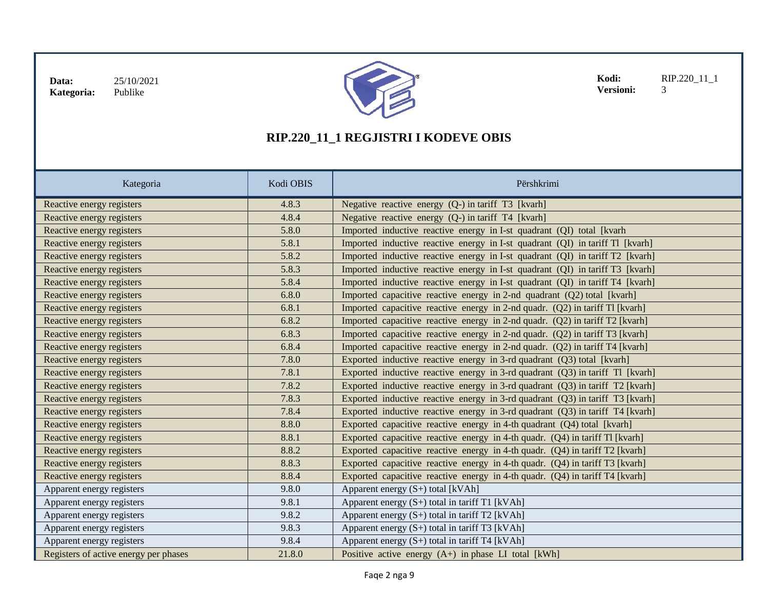| **Data:** | 25/10/2021 |
|---|---|
| **Kategoria:** | Publike |

| **Kodi:** | RIP.220_11_1 |
|---|---|
| **Versioni:** | 3 |

# RIP.220_11_1 REGJISTRI I KODEVE OBIS

| Kategoria | Kodi OBIS | Përshkrimi |
|---|---|---|
| Reactive energy registers | 4.8.3 | Negative reactive energy (Q-) in tariff T3 [kvarh] |
| Reactive energy registers | 4.8.4 | Negative reactive energy (Q-) in tariff T4 [kvarh] |
| Reactive energy registers | 5.8.0 | Imported inductive reactive energy in I-st quadrant (QI) total [kvarh |
| Reactive energy registers | 5.8.1 | Imported inductive reactive energy in I-st quadrant (QI) in tariff Tl [kvarh] |
| Reactive energy registers | 5.8.2 | Imported inductive reactive energy in I-st quadrant (QI) in tariff T2 [kvarh] |
| Reactive energy registers | 5.8.3 | Imported inductive reactive energy in I-st quadrant (QI) in tariff T3 [kvarh] |
| Reactive energy registers | 5.8.4 | Imported inductive reactive energy in I-st quadrant (QI) in tariff T4 [kvarh] |
| Reactive energy registers | 6.8.0 | Imported capacitive reactive energy in 2-nd quadrant (Q2) total [kvarh] |
| Reactive energy registers | 6.8.1 | Imported capacitive reactive energy in 2-nd quadr. (Q2) in tariff Tl [kvarh] |
| Reactive energy registers | 6.8.2 | Imported capacitive reactive energy in 2-nd quadr. (Q2) in tariff T2 [kvarh] |
| Reactive energy registers | 6.8.3 | Imported capacitive reactive energy in 2-nd quadr. (Q2) in tariff T3 [kvarh] |
| Reactive energy registers | 6.8.4 | Imported capacitive reactive energy in 2-nd quadr. (Q2) in tariff T4 [kvarh] |
| Reactive energy registers | 7.8.0 | Exported inductive reactive energy in 3-rd quadrant (Q3) total [kvarh] |
| Reactive energy registers | 7.8.1 | Exported inductive reactive energy in 3-rd quadrant (Q3) in tariff Tl [kvarh] |
| Reactive energy registers | 7.8.2 | Exported inductive reactive energy in 3-rd quadrant (Q3) in tariff T2 [kvarh] |
| Reactive energy registers | 7.8.3 | Exported inductive reactive energy in 3-rd quadrant (Q3) in tariff T3 [kvarh] |
| Reactive energy registers | 7.8.4 | Exported inductive reactive energy in 3-rd quadrant (Q3) in tariff T4 [kvarh] |
| Reactive energy registers | 8.8.0 | Exported capacitive reactive energy in 4-th quadrant (Q4) total [kvarh] |
| Reactive energy registers | 8.8.1 | Exported capacitive reactive energy in 4-th quadr. (Q4) in tariff Tl [kvarh] |
| Reactive energy registers | 8.8.2 | Exported capacitive reactive energy in 4-th quadr. (Q4) in tariff T2 [kvarh] |
| Reactive energy registers | 8.8.3 | Exported capacitive reactive energy in 4-th quadr. (Q4) in tariff T3 [kvarh] |
| Reactive energy registers | 8.8.4 | Exported capacitive reactive energy in 4-th quadr. (Q4) in tariff T4 [kvarh] |
| Apparent energy registers | 9.8.0 | Apparent energy (S+) total [kVAh] |
| Apparent energy registers | 9.8.1 | Apparent energy (S+) total in tariff T1 [kVAh] |
| Apparent energy registers | 9.8.2 | Apparent energy (S+) total in tariff T2 [kVAh] |
| Apparent energy registers | 9.8.3 | Apparent energy (S+) total in tariff T3 [kVAh] |
| Apparent energy registers | 9.8.4 | Apparent energy (S+) total in tariff T4 [kVAh] |
| Registers of active energy per phases | 21.8.0 | Positive active energy (A+) in phase LI total [kWh] |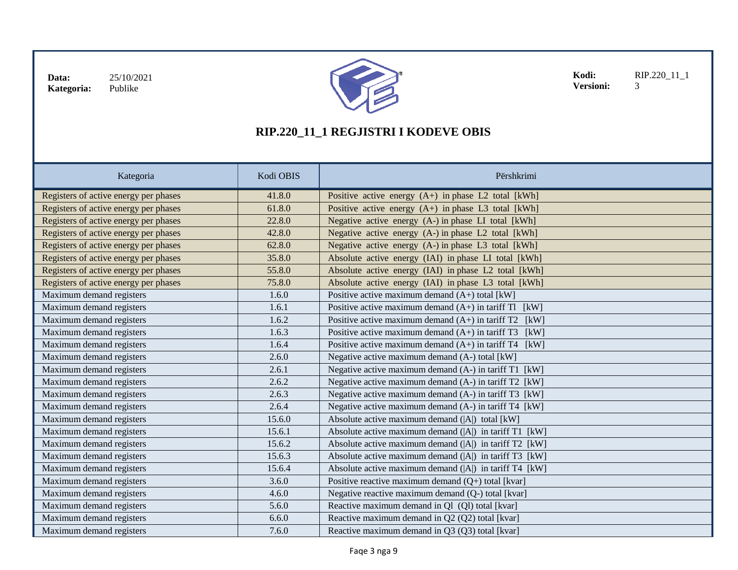| Kategoria | Kodi OBIS | Përshkrimi |
| --- | --- | --- |
| Registers of active energy per phases | 41.8.0 | Positive active energy (A+) in phase L2 total [kWh] |
| Registers of active energy per phases | 61.8.0 | Positive active energy (A+) in phase L3 total [kWh] |
| Registers of active energy per phases | 22.8.0 | Negative active energy (A-) in phase LI total [kWh] |
| Registers of active energy per phases | 42.8.0 | Negative active energy (A-) in phase L2 total [kWh] |
| Registers of active energy per phases | 62.8.0 | Negative active energy (A-) in phase L3 total [kWh] |
| Registers of active energy per phases | 35.8.0 | Absolute active energy (IAI) in phase LI total [kWh] |
| Registers of active energy per phases | 55.8.0 | Absolute active energy (IAI) in phase L2 total [kWh] |
| Registers of active energy per phases | 75.8.0 | Absolute active energy (IAI) in phase L3 total [kWh] |
| Maximum demand registers | 1.6.0 | Positive active maximum demand (A+) total [kW] |
| Maximum demand registers | 1.6.1 | Positive active maximum demand (A+) in tariff Tl [kW] |
| Maximum demand registers | 1.6.2 | Positive active maximum demand (A+) in tariff T2 [kW] |
| Maximum demand registers | 1.6.3 | Positive active maximum demand (A+) in tariff T3 [kW] |
| Maximum demand registers | 1.6.4 | Positive active maximum demand (A+) in tariff T4 [kW] |
| Maximum demand registers | 2.6.0 | Negative active maximum demand (A-) total [kW] |
| Maximum demand registers | 2.6.1 | Negative active maximum demand (A-) in tariff T1 [kW] |
| Maximum demand registers | 2.6.2 | Negative active maximum demand (A-) in tariff T2 [kW] |
| Maximum demand registers | 2.6.3 | Negative active maximum demand (A-) in tariff T3 [kW] |
| Maximum demand registers | 2.6.4 | Negative active maximum demand (A-) in tariff T4 [kW] |
| Maximum demand registers | 15.6.0 | Absolute active maximum demand (\|A\|) total [kW] |
| Maximum demand registers | 15.6.1 | Absolute active maximum demand (\|A\|) in tariff T1 [kW] |
| Maximum demand registers | 15.6.2 | Absolute active maximum demand (\|A\|) in tariff T2 [kW] |
| Maximum demand registers | 15.6.3 | Absolute active maximum demand (\|A\|) in tariff T3 [kW] |
| Maximum demand registers | 15.6.4 | Absolute active maximum demand (\|A\|) in tariff T4 [kW] |
| Maximum demand registers | 3.6.0 | Positive reactive maximum demand (Q+) total [kvar] |
| Maximum demand registers | 4.6.0 | Negative reactive maximum demand (Q-) total [kvar] |
| Maximum demand registers | 5.6.0 | Reactive maximum demand in Ql (Ql) total [kvar] |
| Maximum demand registers | 6.6.0 | Reactive maximum demand in Q2 (Q2) total [kvar] |
| Maximum demand registers | 7.6.0 | Reactive maximum demand in Q3 (Q3) total [kvar] |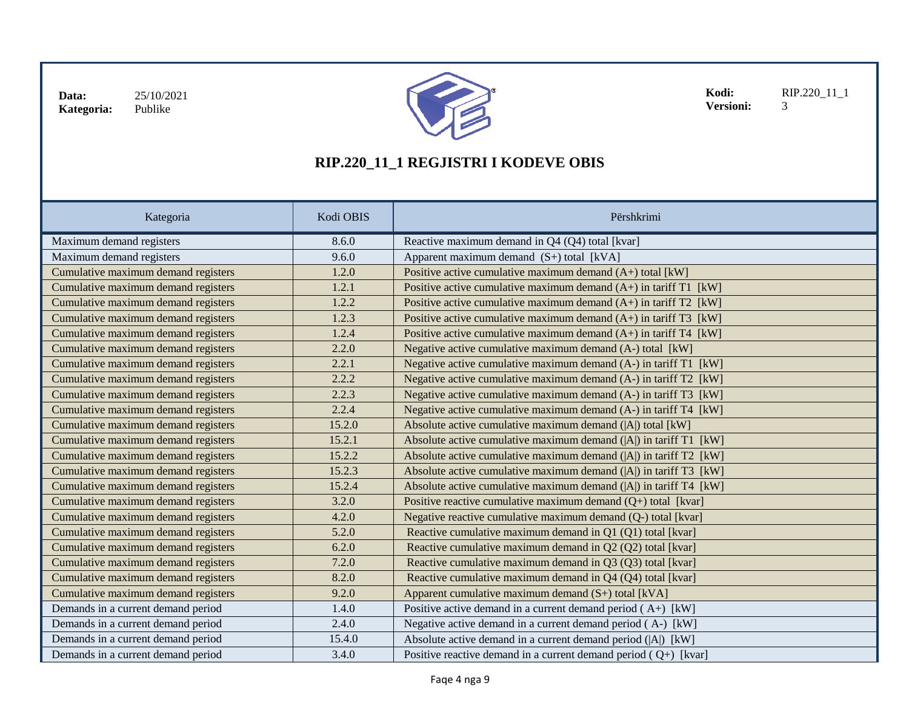Data: 25/10/2021
Kategoria: Publike

Kodi: RIP.220_11_1
Versioni: 3

# RIP.220_11_1 REGJISTRI I KODEVE OBIS

| Kategoria | Kodi OBIS | Përshkrimi |
|---|---|---|
| Maximum demand registers | 8.6.0 | Reactive maximum demand in Q4 (Q4) total [kvar] |
| Maximum demand registers | 9.6.0 | Apparent maximum demand (S+) total [kVA] |
| Cumulative maximum demand registers | 1.2.0 | Positive active cumulative maximum demand (A+) total [kW] |
| Cumulative maximum demand registers | 1.2.1 | Positive active cumulative maximum demand (A+) in tariff T1 [kW] |
| Cumulative maximum demand registers | 1.2.2 | Positive active cumulative maximum demand (A+) in tariff T2 [kW] |
| Cumulative maximum demand registers | 1.2.3 | Positive active cumulative maximum demand (A+) in tariff T3 [kW] |
| Cumulative maximum demand registers | 1.2.4 | Positive active cumulative maximum demand (A+) in tariff T4 [kW] |
| Cumulative maximum demand registers | 2.2.0 | Negative active cumulative maximum demand (A-) total [kW] |
| Cumulative maximum demand registers | 2.2.1 | Negative active cumulative maximum demand (A-) in tariff T1 [kW] |
| Cumulative maximum demand registers | 2.2.2 | Negative active cumulative maximum demand (A-) in tariff T2 [kW] |
| Cumulative maximum demand registers | 2.2.3 | Negative active cumulative maximum demand (A-) in tariff T3 [kW] |
| Cumulative maximum demand registers | 2.2.4 | Negative active cumulative maximum demand (A-) in tariff T4 [kW] |
| Cumulative maximum demand registers | 15.2.0 | Absolute active cumulative maximum demand (\|A\|) total [kW] |
| Cumulative maximum demand registers | 15.2.1 | Absolute active cumulative maximum demand (\|A\|) in tariff T1 [kW] |
| Cumulative maximum demand registers | 15.2.2 | Absolute active cumulative maximum demand (\|A\|) in tariff T2 [kW] |
| Cumulative maximum demand registers | 15.2.3 | Absolute active cumulative maximum demand (\|A\|) in tariff T3 [kW] |
| Cumulative maximum demand registers | 15.2.4 | Absolute active cumulative maximum demand (\|A\|) in tariff T4 [kW] |
| Cumulative maximum demand registers | 3.2.0 | Positive reactive cumulative maximum demand (Q+) total [kvar] |
| Cumulative maximum demand registers | 4.2.0 | Negative reactive cumulative maximum demand (Q-) total [kvar] |
| Cumulative maximum demand registers | 5.2.0 | Reactive cumulative maximum demand in Q1 (Q1) total [kvar] |
| Cumulative maximum demand registers | 6.2.0 | Reactive cumulative maximum demand in Q2 (Q2) total [kvar] |
| Cumulative maximum demand registers | 7.2.0 | Reactive cumulative maximum demand in Q3 (Q3) total [kvar] |
| Cumulative maximum demand registers | 8.2.0 | Reactive cumulative maximum demand in Q4 (Q4) total [kvar] |
| Cumulative maximum demand registers | 9.2.0 | Apparent cumulative maximum demand (S+) total [kVA] |
| Demands in a current demand period | 1.4.0 | Positive active demand in a current demand period ( A+) [kW] |
| Demands in a current demand period | 2.4.0 | Negative active demand in a current demand period ( A-) [kW] |
| Demands in a current demand period | 15.4.0 | Absolute active demand in a current demand period (\|A\|) [kW] |
| Demands in a current demand period | 3.4.0 | Positive reactive demand in a current demand period ( Q+) [kvar] |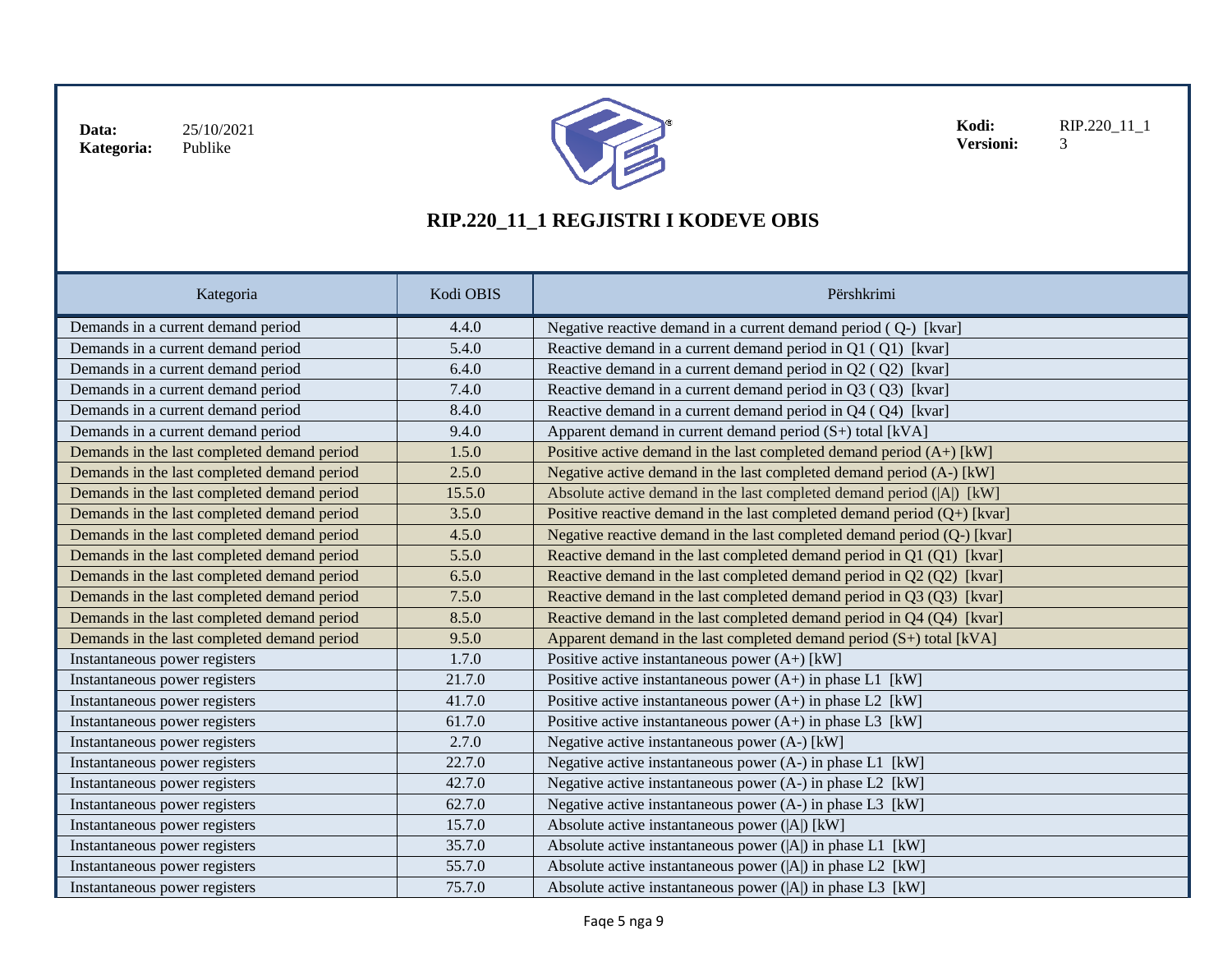| Data: | 25/10/2021 | Kodi: | RIP.220_11_1 |
|---|---|---|---|
| Kategoria: | Publike | Versioni: | 3 |

# RIP.220_11_1 REGJISTRI I KODEVE OBIS

| Kategoria | Kodi OBIS | Përshkrimi |
|---|---|---|
| Demands in a current demand period | 4.4.0 | Negative reactive demand in a current demand period ( Q-) [kvar] |
| Demands in a current demand period | 5.4.0 | Reactive demand in a current demand period in Q1 ( Q1) [kvar] |
| Demands in a current demand period | 6.4.0 | Reactive demand in a current demand period in Q2 ( Q2) [kvar] |
| Demands in a current demand period | 7.4.0 | Reactive demand in a current demand period in Q3 ( Q3) [kvar] |
| Demands in a current demand period | 8.4.0 | Reactive demand in a current demand period in Q4 ( Q4) [kvar] |
| Demands in a current demand period | 9.4.0 | Apparent demand in current demand period (S+) total [kVA] |
| Demands in the last completed demand period | 1.5.0 | Positive active demand in the last completed demand period (A+) [kW] |
| Demands in the last completed demand period | 2.5.0 | Negative active demand in the last completed demand period (A-) [kW] |
| Demands in the last completed demand period | 15.5.0 | Absolute active demand in the last completed demand period (\|A\|) [kW] |
| Demands in the last completed demand period | 3.5.0 | Positive reactive demand in the last completed demand period (Q+) [kvar] |
| Demands in the last completed demand period | 4.5.0 | Negative reactive demand in the last completed demand period (Q-) [kvar] |
| Demands in the last completed demand period | 5.5.0 | Reactive demand in the last completed demand period in Q1 (Q1) [kvar] |
| Demands in the last completed demand period | 6.5.0 | Reactive demand in the last completed demand period in Q2 (Q2) [kvar] |
| Demands in the last completed demand period | 7.5.0 | Reactive demand in the last completed demand period in Q3 (Q3) [kvar] |
| Demands in the last completed demand period | 8.5.0 | Reactive demand in the last completed demand period in Q4 (Q4) [kvar] |
| Demands in the last completed demand period | 9.5.0 | Apparent demand in the last completed demand period (S+) total [kVA] |
| Instantaneous power registers | 1.7.0 | Positive active instantaneous power (A+) [kW] |
| Instantaneous power registers | 21.7.0 | Positive active instantaneous power (A+) in phase L1 [kW] |
| Instantaneous power registers | 41.7.0 | Positive active instantaneous power (A+) in phase L2 [kW] |
| Instantaneous power registers | 61.7.0 | Positive active instantaneous power (A+) in phase L3 [kW] |
| Instantaneous power registers | 2.7.0 | Negative active instantaneous power (A-) [kW] |
| Instantaneous power registers | 22.7.0 | Negative active instantaneous power (A-) in phase L1 [kW] |
| Instantaneous power registers | 42.7.0 | Negative active instantaneous power (A-) in phase L2 [kW] |
| Instantaneous power registers | 62.7.0 | Negative active instantaneous power (A-) in phase L3 [kW] |
| Instantaneous power registers | 15.7.0 | Absolute active instantaneous power (\|A\|) [kW] |
| Instantaneous power registers | 35.7.0 | Absolute active instantaneous power (\|A\|) in phase L1 [kW] |
| Instantaneous power registers | 55.7.0 | Absolute active instantaneous power (\|A\|) in phase L2 [kW] |
| Instantaneous power registers | 75.7.0 | Absolute active instantaneous power (\|A\|) in phase L3 [kW] |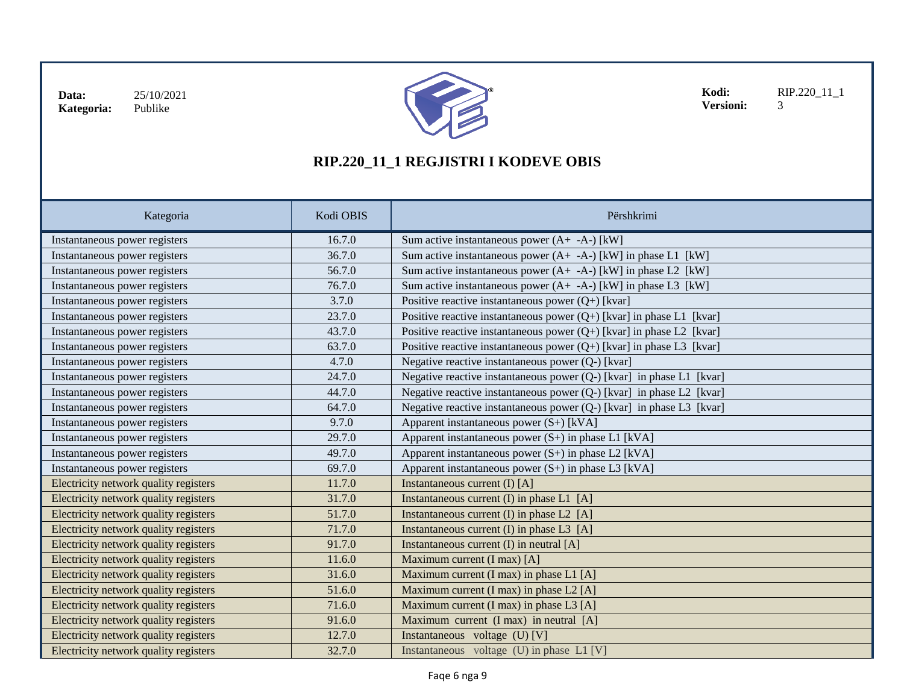| **Data:** | 25/10/2021 | **Kodi:** | RIP.220_11_1 |
|---|---|---|---|
| **Kategoria:** | Publike | **Versioni:** | 3 |

# RIP.220_11_1 REGJISTRI I KODEVE OBIS

| Kategoria | Kodi OBIS | Përshkrimi |
|---|---|---|
| Instantaneous power registers | 16.7.0 | Sum active instantaneous power (A+ -A-) [kW] |
| Instantaneous power registers | 36.7.0 | Sum active instantaneous power (A+ -A-) [kW] in phase L1 [kW] |
| Instantaneous power registers | 56.7.0 | Sum active instantaneous power (A+ -A-) [kW] in phase L2 [kW] |
| Instantaneous power registers | 76.7.0 | Sum active instantaneous power (A+ -A-) [kW] in phase L3 [kW] |
| Instantaneous power registers | 3.7.0 | Positive reactive instantaneous power (Q+) [kvar] |
| Instantaneous power registers | 23.7.0 | Positive reactive instantaneous power (Q+) [kvar] in phase L1 [kvar] |
| Instantaneous power registers | 43.7.0 | Positive reactive instantaneous power (Q+) [kvar] in phase L2 [kvar] |
| Instantaneous power registers | 63.7.0 | Positive reactive instantaneous power (Q+) [kvar] in phase L3 [kvar] |
| Instantaneous power registers | 4.7.0 | Negative reactive instantaneous power (Q-) [kvar] |
| Instantaneous power registers | 24.7.0 | Negative reactive instantaneous power (Q-) [kvar] in phase L1 [kvar] |
| Instantaneous power registers | 44.7.0 | Negative reactive instantaneous power (Q-) [kvar] in phase L2 [kvar] |
| Instantaneous power registers | 64.7.0 | Negative reactive instantaneous power (Q-) [kvar] in phase L3 [kvar] |
| Instantaneous power registers | 9.7.0 | Apparent instantaneous power (S+) [kVA] |
| Instantaneous power registers | 29.7.0 | Apparent instantaneous power (S+) in phase L1 [kVA] |
| Instantaneous power registers | 49.7.0 | Apparent instantaneous power (S+) in phase L2 [kVA] |
| Instantaneous power registers | 69.7.0 | Apparent instantaneous power (S+) in phase L3 [kVA] |
| Electricity network quality registers | 11.7.0 | Instantaneous current (I) [A] |
| Electricity network quality registers | 31.7.0 | Instantaneous current (I) in phase L1 [A] |
| Electricity network quality registers | 51.7.0 | Instantaneous current (I) in phase L2 [A] |
| Electricity network quality registers | 71.7.0 | Instantaneous current (I) in phase L3 [A] |
| Electricity network quality registers | 91.7.0 | Instantaneous current (I) in neutral [A] |
| Electricity network quality registers | 11.6.0 | Maximum current (I max) [A] |
| Electricity network quality registers | 31.6.0 | Maximum current (I max) in phase L1 [A] |
| Electricity network quality registers | 51.6.0 | Maximum current (I max) in phase L2 [A] |
| Electricity network quality registers | 71.6.0 | Maximum current (I max) in phase L3 [A] |
| Electricity network quality registers | 91.6.0 | Maximum current (I max) in neutral [A] |
| Electricity network quality registers | 12.7.0 | Instantaneous voltage (U) [V] |
| Electricity network quality registers | 32.7.0 | Instantaneous voltage (U) in phase L1 [V] |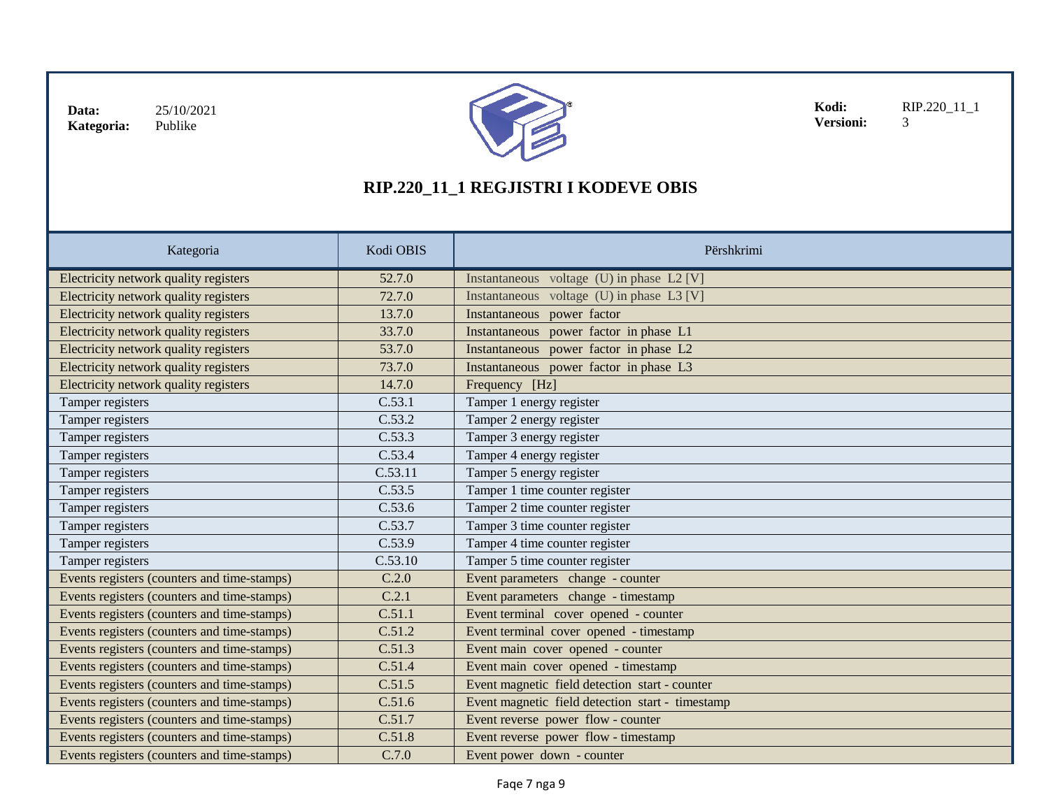Data: 25/10/2021
Kategoria: Publike

Kodi: RIP.220_11_1
Versioni: 3

# RIP.220_11_1 REGJISTRI I KODEVE OBIS

| Kategoria | Kodi OBIS | Përshkrimi |
|---|---|---|
| Electricity network quality registers | 52.7.0 | Instantaneous voltage (U) in phase L2 [V] |
| Electricity network quality registers | 72.7.0 | Instantaneous voltage (U) in phase L3 [V] |
| Electricity network quality registers | 13.7.0 | Instantaneous power factor |
| Electricity network quality registers | 33.7.0 | Instantaneous power factor in phase L1 |
| Electricity network quality registers | 53.7.0 | Instantaneous power factor in phase L2 |
| Electricity network quality registers | 73.7.0 | Instantaneous power factor in phase L3 |
| Electricity network quality registers | 14.7.0 | Frequency [Hz] |
| Tamper registers | C.53.1 | Tamper 1 energy register |
| Tamper registers | C.53.2 | Tamper 2 energy register |
| Tamper registers | C.53.3 | Tamper 3 energy register |
| Tamper registers | C.53.4 | Tamper 4 energy register |
| Tamper registers | C.53.11 | Tamper 5 energy register |
| Tamper registers | C.53.5 | Tamper 1 time counter register |
| Tamper registers | C.53.6 | Tamper 2 time counter register |
| Tamper registers | C.53.7 | Tamper 3 time counter register |
| Tamper registers | C.53.9 | Tamper 4 time counter register |
| Tamper registers | C.53.10 | Tamper 5 time counter register |
| Events registers (counters and time-stamps) | C.2.0 | Event parameters change - counter |
| Events registers (counters and time-stamps) | C.2.1 | Event parameters change - timestamp |
| Events registers (counters and time-stamps) | C.51.1 | Event terminal cover opened - counter |
| Events registers (counters and time-stamps) | C.51.2 | Event terminal cover opened - timestamp |
| Events registers (counters and time-stamps) | C.51.3 | Event main cover opened - counter |
| Events registers (counters and time-stamps) | C.51.4 | Event main cover opened - timestamp |
| Events registers (counters and time-stamps) | C.51.5 | Event magnetic field detection start - counter |
| Events registers (counters and time-stamps) | C.51.6 | Event magnetic field detection start - timestamp |
| Events registers (counters and time-stamps) | C.51.7 | Event reverse power flow - counter |
| Events registers (counters and time-stamps) | C.51.8 | Event reverse power flow - timestamp |
| Events registers (counters and time-stamps) | C.7.0 | Event power down - counter |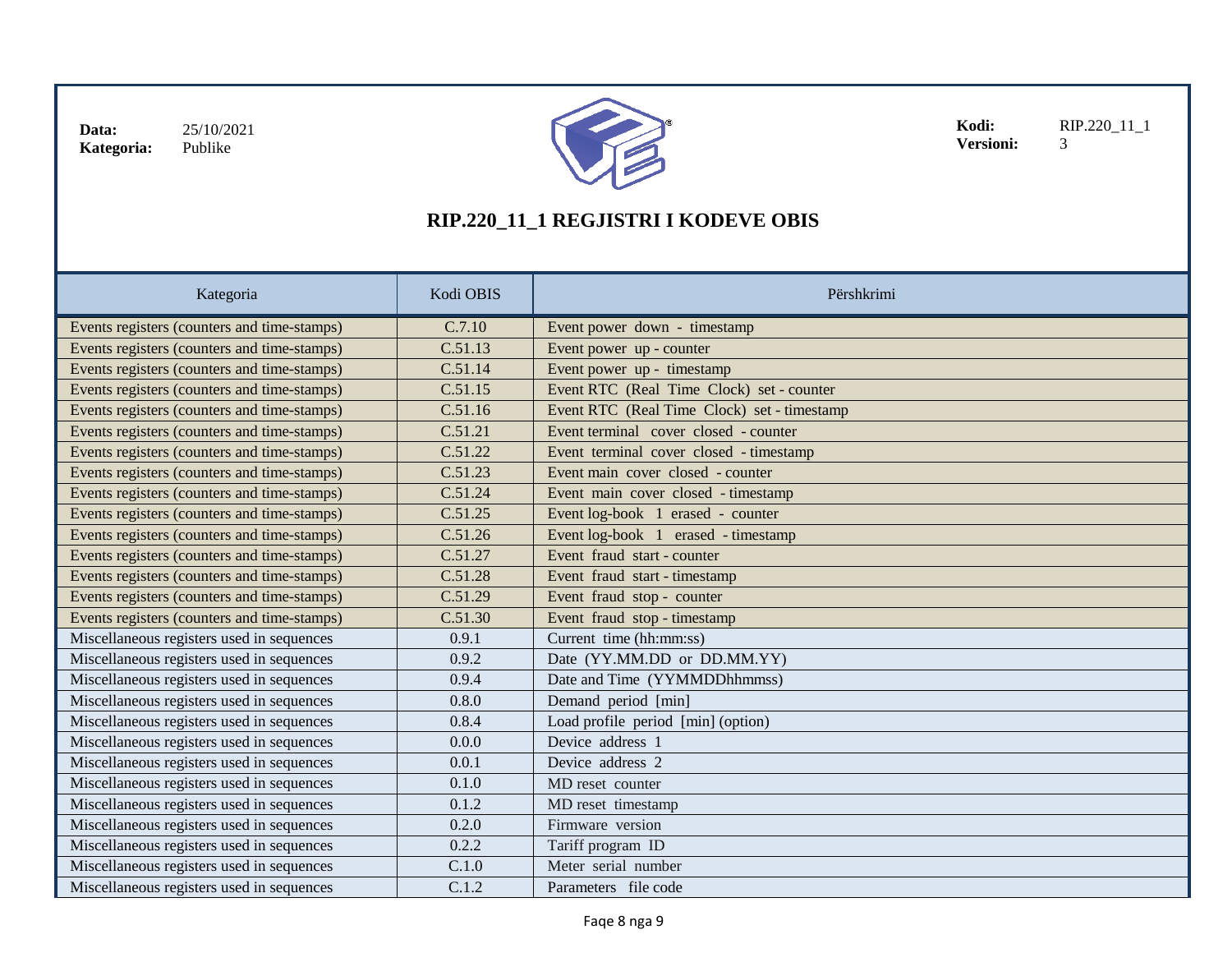| Data: | 25/10/2021 | Kodi: | RIP.220_11_1 |
|---|---|---|---|
| Kategoria: | Publike | Versioni: | 3 |

# RIP.220_11_1 REGJISTRI I KODEVE OBIS

| Kategoria | Kodi OBIS | Përshkrimi |
|---|---|---|
| Events registers (counters and time-stamps) | C.7.10 | Event power down - timestamp |
| Events registers (counters and time-stamps) | C.51.13 | Event power up - counter |
| Events registers (counters and time-stamps) | C.51.14 | Event power up - timestamp |
| Events registers (counters and time-stamps) | C.51.15 | Event RTC (Real Time Clock) set - counter |
| Events registers (counters and time-stamps) | C.51.16 | Event RTC (Real Time Clock) set - timestamp |
| Events registers (counters and time-stamps) | C.51.21 | Event terminal cover closed - counter |
| Events registers (counters and time-stamps) | C.51.22 | Event terminal cover closed - timestamp |
| Events registers (counters and time-stamps) | C.51.23 | Event main cover closed - counter |
| Events registers (counters and time-stamps) | C.51.24 | Event main cover closed - timestamp |
| Events registers (counters and time-stamps) | C.51.25 | Event log-book 1 erased - counter |
| Events registers (counters and time-stamps) | C.51.26 | Event log-book 1 erased - timestamp |
| Events registers (counters and time-stamps) | C.51.27 | Event fraud start - counter |
| Events registers (counters and time-stamps) | C.51.28 | Event fraud start - timestamp |
| Events registers (counters and time-stamps) | C.51.29 | Event fraud stop - counter |
| Events registers (counters and time-stamps) | C.51.30 | Event fraud stop - timestamp |
| Miscellaneous registers used in sequences | 0.9.1 | Current time (hh:mm:ss) |
| Miscellaneous registers used in sequences | 0.9.2 | Date (YY.MM.DD or DD.MM.YY) |
| Miscellaneous registers used in sequences | 0.9.4 | Date and Time (YYMMDDhhmmss) |
| Miscellaneous registers used in sequences | 0.8.0 | Demand period [min] |
| Miscellaneous registers used in sequences | 0.8.4 | Load profile period [min] (option) |
| Miscellaneous registers used in sequences | 0.0.0 | Device address 1 |
| Miscellaneous registers used in sequences | 0.0.1 | Device address 2 |
| Miscellaneous registers used in sequences | 0.1.0 | MD reset counter |
| Miscellaneous registers used in sequences | 0.1.2 | MD reset timestamp |
| Miscellaneous registers used in sequences | 0.2.0 | Firmware version |
| Miscellaneous registers used in sequences | 0.2.2 | Tariff program ID |
| Miscellaneous registers used in sequences | C.1.0 | Meter serial number |
| Miscellaneous registers used in sequences | C.1.2 | Parameters file code |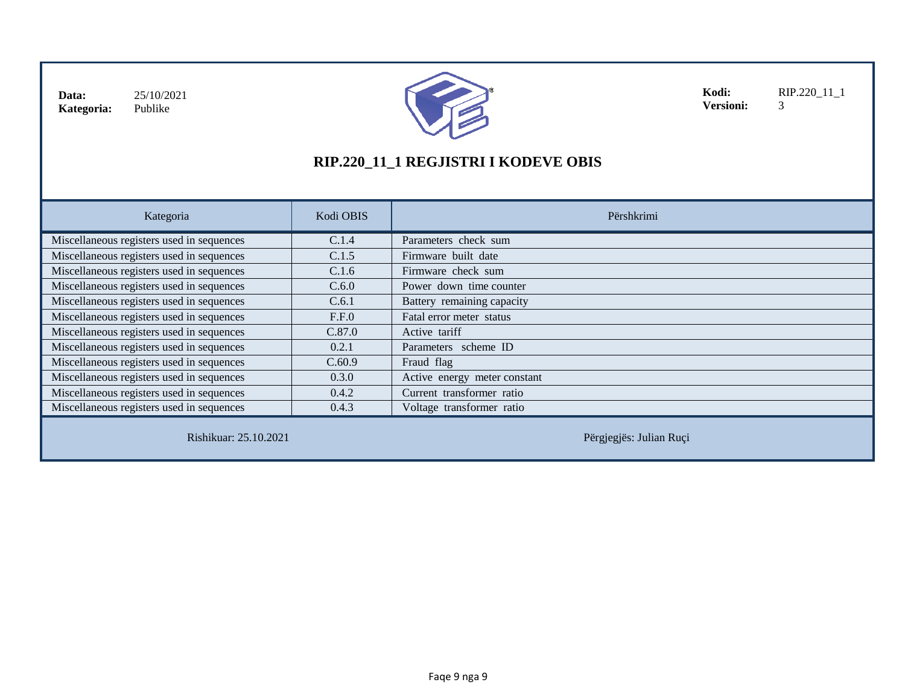**Data:** 25/10/2021
**Kategoria:** Publike

**Kodi:** RIP.220_11_1
**Versioni:** 3

# RIP.220_11_1 REGJISTRI I KODEVE OBIS

| Kategoria | Kodi OBIS | Përshkrimi |
|---|---|---|
| Miscellaneous registers used in sequences | C.1.4 | Parameters check sum |
| Miscellaneous registers used in sequences | C.1.5 | Firmware built date |
| Miscellaneous registers used in sequences | C.1.6 | Firmware check sum |
| Miscellaneous registers used in sequences | C.6.0 | Power down time counter |
| Miscellaneous registers used in sequences | C.6.1 | Battery remaining capacity |
| Miscellaneous registers used in sequences | F.F.0 | Fatal error meter status |
| Miscellaneous registers used in sequences | C.87.0 | Active tariff |
| Miscellaneous registers used in sequences | 0.2.1 | Parameters scheme ID |
| Miscellaneous registers used in sequences | C.60.9 | Fraud flag |
| Miscellaneous registers used in sequences | 0.3.0 | Active energy meter constant |
| Miscellaneous registers used in sequences | 0.4.2 | Current transformer ratio |
| Miscellaneous registers used in sequences | 0.4.3 | Voltage transformer ratio |

Rishikuar: 25.10.2021

Përgjegjës: Julian Ruçi